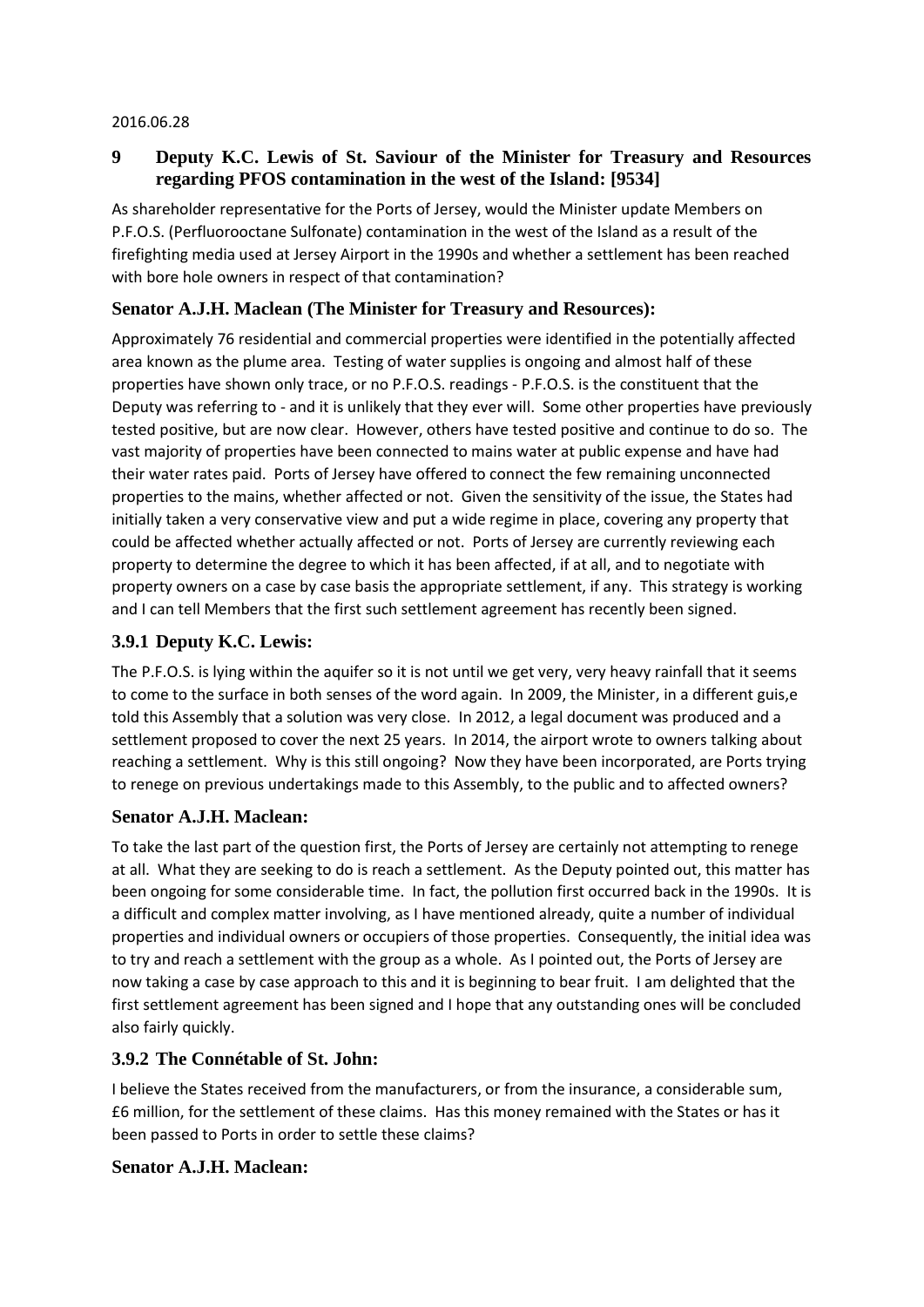2016.06.28

## 9 Deputy K.C. Lewis of St. Saviour of the Minister for Treasury and Resources regarding PFOS contamination in the west of the Island: [9534]

As shareholder representative for the Ports of Jersey, would the Minister update Members on P.F.O.S. (Perfluorooctane Sulfonate) contamination in the west of the Island as a result of the firefighting media used at Jersey Airport in the 1990s and whether a settlement has been reached with bore hole owners in respect of that contamination?

### Senator A.J.H. Maclean (The Minister for Treasury and Resources):

Approximately 76 residential and commercial properties were identified in the potentially affected area known as the plume area. Testing of water supplies is ongoing and almost half of these properties have shown only trace, or no P.F.O.S. readings - P.F.O.S. is the constituent that the Deputy was referring to - and it is unlikely that they ever will. Some other properties have previously tested positive, but are now clear. However, others have tested positive and continue to do so. The vast majority of properties have been connected to mains water at public expense and have had their water rates paid. Ports of Jersey have offered to connect the few remaining unconnected properties to the mains, whether affected or not. Given the sensitivity of the issue, the States had initially taken a very conservative view and put a wide regime in place, covering any property that could be affected whether actually affected or not. Ports of Jersey are currently reviewing each property to determine the degree to which it has been affected, if at all, and to negotiate with property owners on a case by case basis the appropriate settlement, if any. This strategy is working and I can tell Members that the first such settlement agreement has recently been signed.

### 3.9.1 Deputy K.C. Lewis:

The P.F.O.S. is lying within the aquifer so it is not until we get very, very heavy rainfall that it seems to come to the surface in both senses of the word again. In 2009, the Minister, in a different guis,e told this Assembly that a solution was very close. In 2012, a legal document was produced and a settlement proposed to cover the next 25 years. In 2014, the airport wrote to owners talking about reaching a settlement. Why is this still ongoing? Now they have been incorporated, are Ports trying to renege on previous undertakings made to this Assembly, to the public and to affected owners?

### Senator A.J.H. Maclean:

To take the last part of the question first, the Ports of Jersey are certainly not attempting to renege at all. What they are seeking to do is reach a settlement. As the Deputy pointed out, this matter has been ongoing for some considerable time. In fact, the pollution first occurred back in the 1990s. It is a difficult and complex matter involving, as I have mentioned already, quite a number of individual properties and individual owners or occupiers of those properties. Consequently, the initial idea was to try and reach a settlement with the group as a whole. As I pointed out, the Ports of Jersey are now taking a case by case approach to this and it is beginning to bear fruit. I am delighted that the first settlement agreement has been signed and I hope that any outstanding ones will be concluded also fairly quickly.

### 3.9.2 The Connétable of St. John:

I believe the States received from the manufacturers, or from the insurance, a considerable sum, £6 million, for the settlement of these claims. Has this money remained with the States or has it been passed to Ports in order to settle these claims?

### Senator A.J.H. Maclean: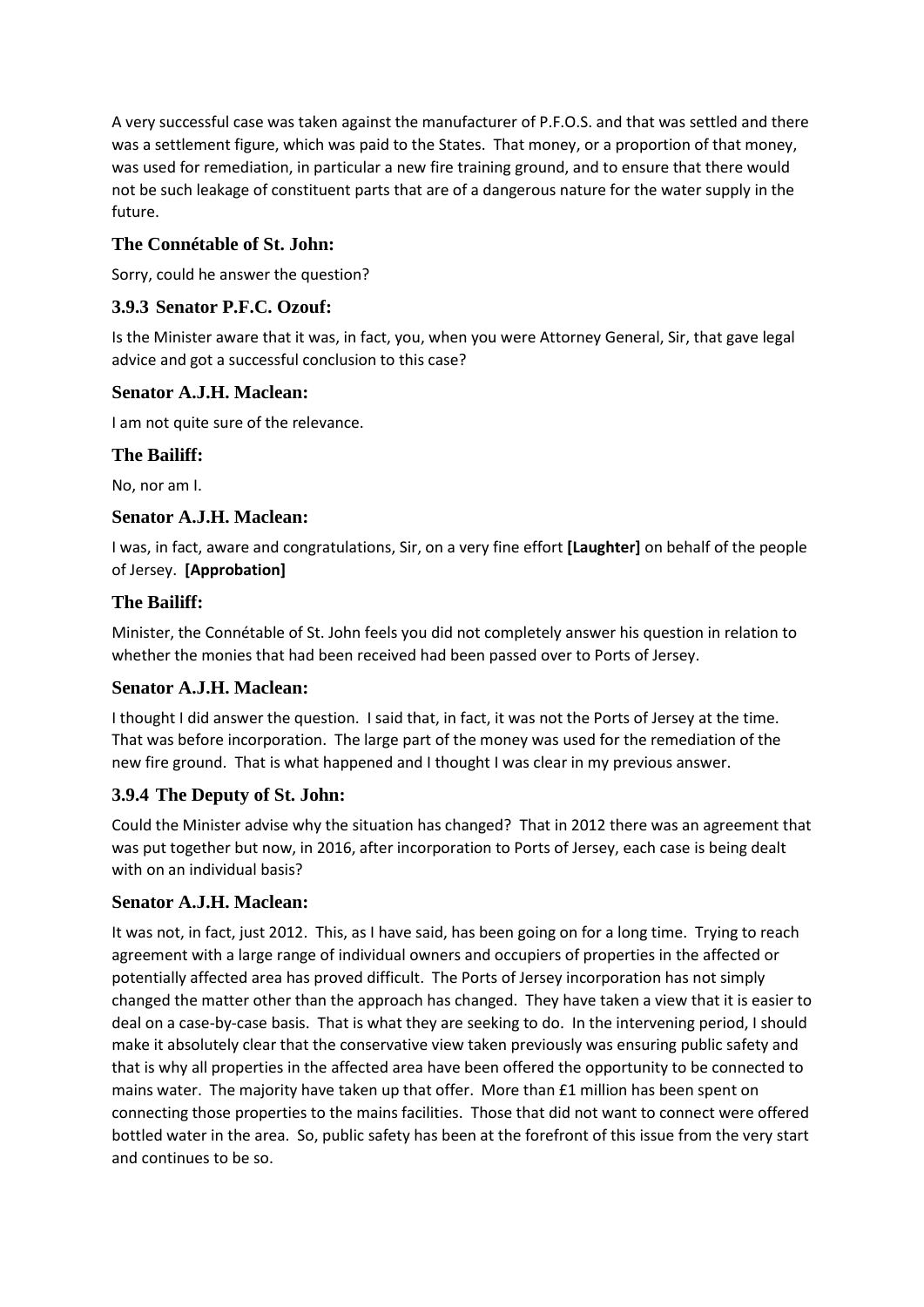A very successful case was taken against the manufacturer of P.F.O.S. and that was settled and there was a settlement figure, which was paid to the States. That money, or a proportion of that money, was used for remediation, in particular a new fire training ground, and to ensure that there would not be such leakage of constituent parts that are of a dangerous nature for the water supply in the future.

### The Connétable of St. John:

Sorry, could he answer the question?

### 3.9.3 Senator P.F.C. Ozouf:

Is the Minister aware that it was, in fact, you, when you were Attorney General, Sir, that gave legal advice and got a successful conclusion to this case?

### Senator A.J.H. Maclean:

I am not quite sure of the relevance.

### The Bailiff:

No, nor am I.

### Senator A.J.H. Maclean:

I was, in fact, aware and congratulations, Sir, on a very fine effort **[Laughter]** on behalf of the people of Jersey. **[Approbation]**

### The Bailiff:

Minister, the Connétable of St. John feels you did not completely answer his question in relation to whether the monies that had been received had been passed over to Ports of Jersey.

### Senator A.J.H. Maclean:

I thought I did answer the question. I said that, in fact, it was not the Ports of Jersey at the time. That was before incorporation. The large part of the money was used for the remediation of the new fire ground. That is what happened and I thought I was clear in my previous answer.

### 3.9.4 The Deputy of St. John:

Could the Minister advise why the situation has changed? That in 2012 there was an agreement that was put together but now, in 2016, after incorporation to Ports of Jersey, each case is being dealt with on an individual basis?

### Senator A.J.H. Maclean:

It was not, in fact, just 2012. This, as I have said, has been going on for a long time. Trying to reach agreement with a large range of individual owners and occupiers of properties in the affected or potentially affected area has proved difficult. The Ports of Jersey incorporation has not simply changed the matter other than the approach has changed. They have taken a view that it is easier to deal on a case-by-case basis. That is what they are seeking to do. In the intervening period, I should make it absolutely clear that the conservative view taken previously was ensuring public safety and that is why all properties in the affected area have been offered the opportunity to be connected to mains water. The majority have taken up that offer. More than £1 million has been spent on connecting those properties to the mains facilities. Those that did not want to connect were offered bottled water in the area. So, public safety has been at the forefront of this issue from the very start and continues to be so.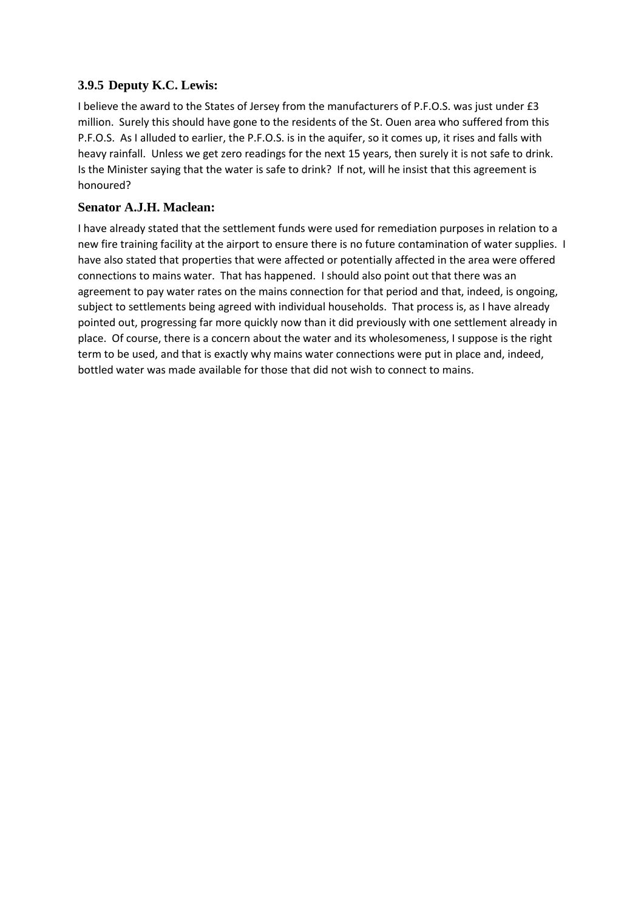### 3.9.5 Deputy K.C. Lewis:

I believe the award to the States of Jersey from the manufacturers of P.F.O.S. was just under £3 million. Surely this should have gone to the residents of the St. Ouen area who suffered from this P.F.O.S. As I alluded to earlier, the P.F.O.S. is in the aquifer, so it comes up, it rises and falls with heavy rainfall. Unless we get zero readings for the next 15 years, then surely it is not safe to drink. Is the Minister saying that the water is safe to drink? If not, will he insist that this agreement is honoured?

### Senator A.J.H. Maclean:

I have already stated that the settlement funds were used for remediation purposes in relation to a new fire training facility at the airport to ensure there is no future contamination of water supplies. I have also stated that properties that were affected or potentially affected in the area were offered connections to mains water. That has happened. I should also point out that there was an agreement to pay water rates on the mains connection for that period and that, indeed, is ongoing, subject to settlements being agreed with individual households. That process is, as I have already pointed out, progressing far more quickly now than it did previously with one settlement already in place. Of course, there is a concern about the water and its wholesomeness, I suppose is the right term to be used, and that is exactly why mains water connections were put in place and, indeed, bottled water was made available for those that did not wish to connect to mains.